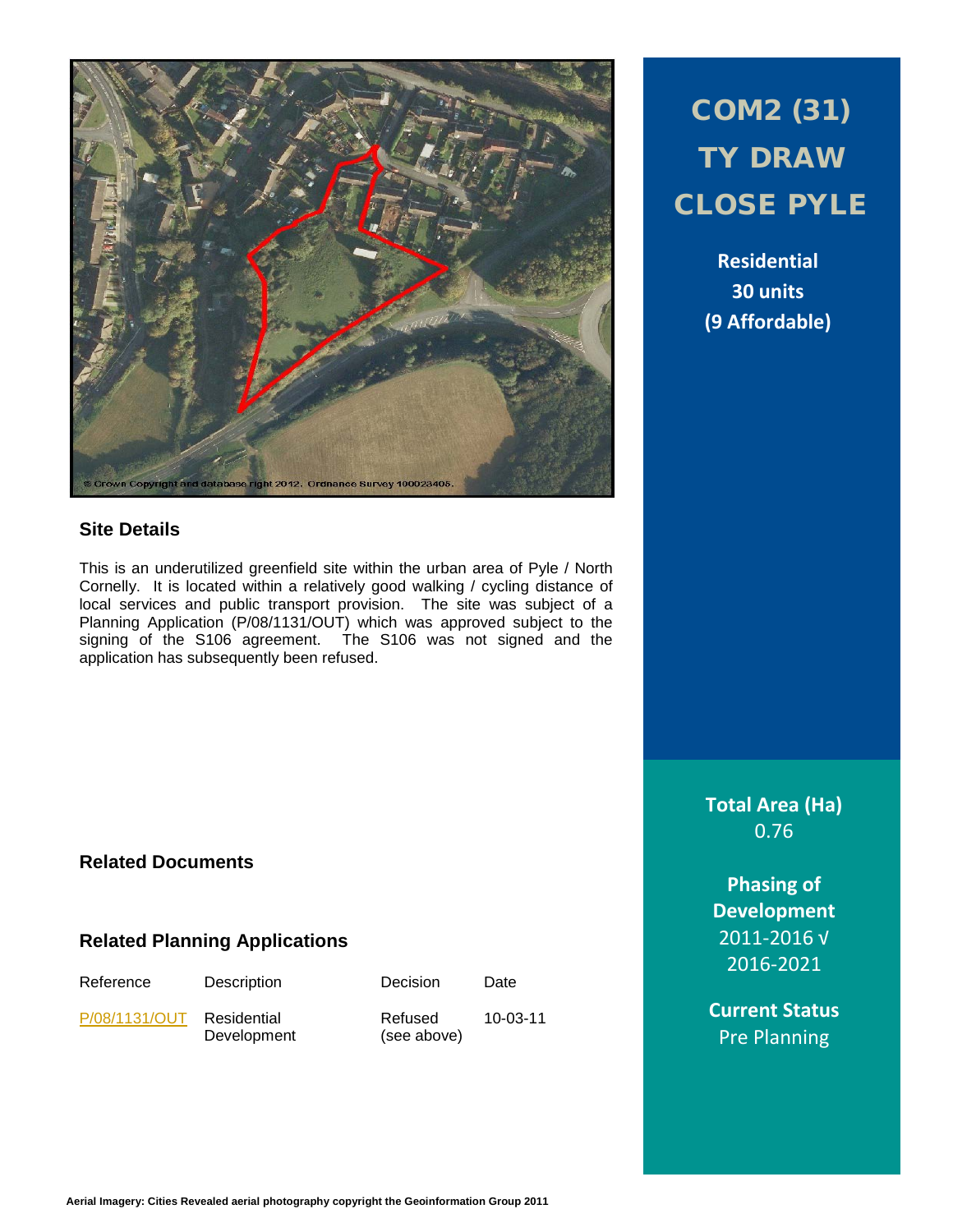# COM2 (31) TY DRAW CLOSE PYLE

**Residential**
**30 units**
**(9 Affordable)**

© Crown Copyright and database right 2012. Ordnance Survey 100023405.

## Site Details

This is an underutilized greenfield site within the urban area of Pyle / North Cornelly. It is located within a relatively good walking / cycling distance of local services and public transport provision. The site was subject of a Planning Application (P/08/1131/OUT) which was approved subject to the signing of the S106 agreement. The S106 was not signed and the application has subsequently been refused.

**Total Area (Ha)**
0.76

**Phasing of Development**
2011-2016 √
2016-2021

**Current Status**
Pre Planning

## Related Documents

## Related Planning Applications

| Reference | Description | Decision | Date |
|---|---|---|---|
| P/08/1131/OUT | Residential Development | Refused (see above) | 10-03-11 |

**Aerial Imagery: Cities Revealed aerial photography copyright the Geoinformation Group 2011**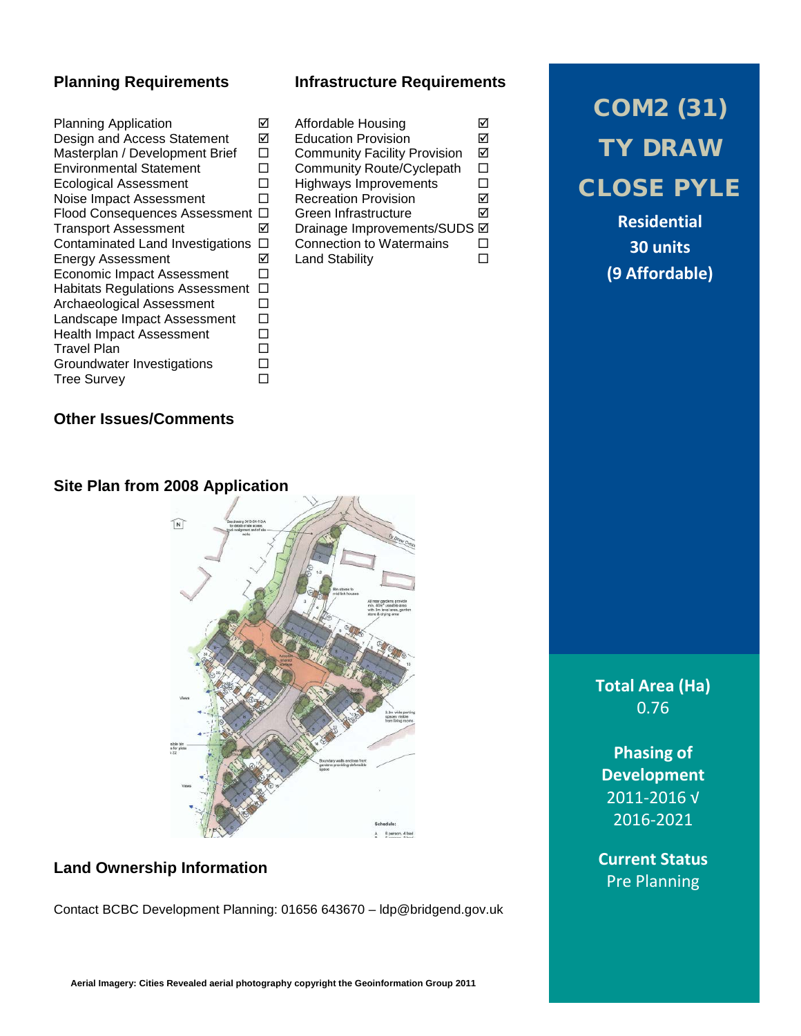# COM2 (31) TY DRAW CLOSE PYLE

**Residential**
**30 units**
**(9 Affordable)**

## Planning Requirements

| | |
|---|---|
| Planning Application | ☑ |
| Design and Access Statement | ☑ |
| Masterplan / Development Brief | ☐ |
| Environmental Statement | ☐ |
| Ecological Assessment | ☐ |
| Noise Impact Assessment | ☐ |
| Flood Consequences Assessment | ☐ |
| Transport Assessment | ☑ |
| Contaminated Land Investigations | ☐ |
| Energy Assessment | ☑ |
| Economic Impact Assessment | ☐ |
| Habitats Regulations Assessment | ☐ |
| Archaeological Assessment | ☐ |
| Landscape Impact Assessment | ☐ |
| Health Impact Assessment | ☐ |
| Travel Plan | ☐ |
| Groundwater Investigations | ☐ |
| Tree Survey | ☐ |

## Infrastructure Requirements

| | |
|---|---|
| Affordable Housing | ☑ |
| Education Provision | ☑ |
| Community Facility Provision | ☑ |
| Community Route/Cyclepath | ☐ |
| Highways Improvements | ☐ |
| Recreation Provision | ☑ |
| Green Infrastructure | ☑ |
| Drainage Improvements/SUDS | ☑ |
| Connection to Watermains | ☐ |
| Land Stability | ☐ |

## Other Issues/Comments

## Site Plan from 2008 Application

## Land Ownership Information

Contact BCBC Development Planning: 01656 643670 – ldp@bridgend.gov.uk

**Total Area (Ha)**
0.76

**Phasing of Development**
2011-2016 √
2016-2021

**Current Status**
Pre Planning

**Aerial Imagery: Cities Revealed aerial photography copyright the Geoinformation Group 2011**